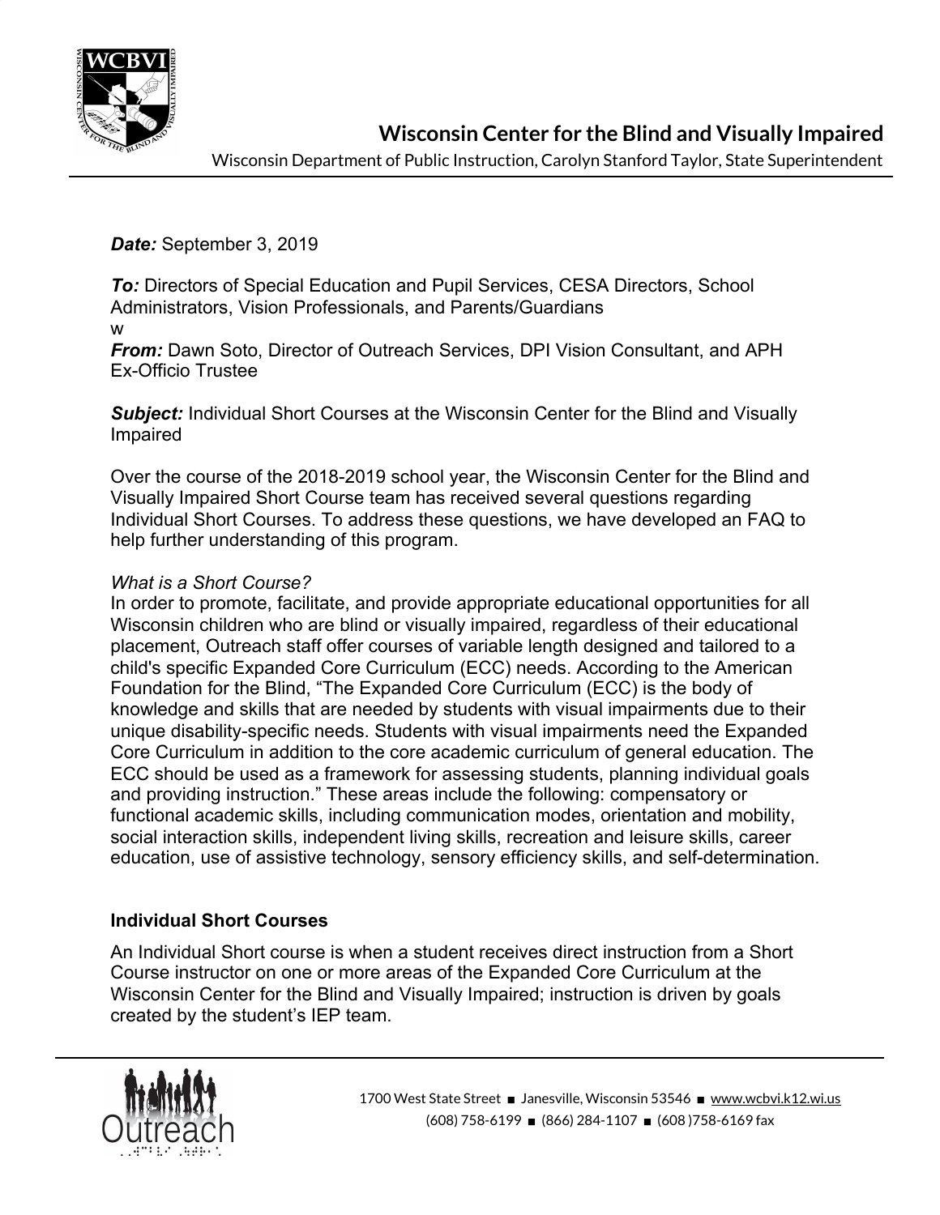# Wisconsin Center for the Blind and Visually Impaired

Wisconsin Department of Public Instruction, Carolyn Stanford Taylor, State Superintendent

***Date:*** September 3, 2019

***To:*** Directors of Special Education and Pupil Services, CESA Directors, School Administrators, Vision Professionals, and Parents/Guardians

w

***From:*** Dawn Soto, Director of Outreach Services, DPI Vision Consultant, and APH Ex-Officio Trustee

***Subject:*** Individual Short Courses at the Wisconsin Center for the Blind and Visually Impaired

Over the course of the 2018-2019 school year, the Wisconsin Center for the Blind and Visually Impaired Short Course team has received several questions regarding Individual Short Courses. To address these questions, we have developed an FAQ to help further understanding of this program.

*What is a Short Course?*

In order to promote, facilitate, and provide appropriate educational opportunities for all Wisconsin children who are blind or visually impaired, regardless of their educational placement, Outreach staff offer courses of variable length designed and tailored to a child's specific Expanded Core Curriculum (ECC) needs. According to the American Foundation for the Blind, "The Expanded Core Curriculum (ECC) is the body of knowledge and skills that are needed by students with visual impairments due to their unique disability-specific needs. Students with visual impairments need the Expanded Core Curriculum in addition to the core academic curriculum of general education. The ECC should be used as a framework for assessing students, planning individual goals and providing instruction." These areas include the following: compensatory or functional academic skills, including communication modes, orientation and mobility, social interaction skills, independent living skills, recreation and leisure skills, career education, use of assistive technology, sensory efficiency skills, and self-determination.

**Individual Short Courses**

An Individual Short course is when a student receives direct instruction from a Short Course instructor on one or more areas of the Expanded Core Curriculum at the Wisconsin Center for the Blind and Visually Impaired; instruction is driven by goals created by the student's IEP team.

1700 West State Street ■ Janesville, Wisconsin 53546 ■ www.wcbvi.k12.wi.us
(608) 758-6199 ■ (866) 284-1107 ■ (608 )758-6169 fax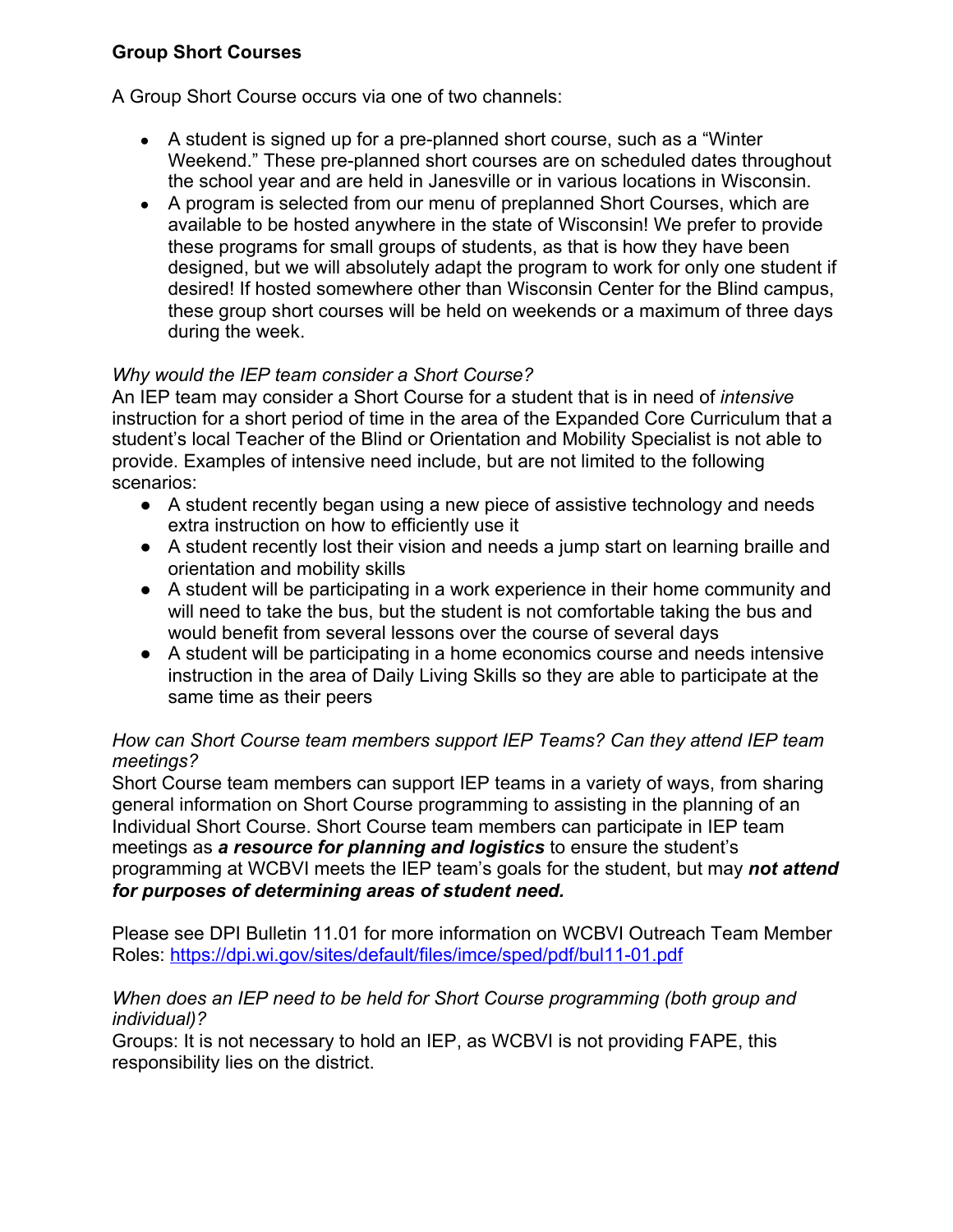**Group Short Courses**

A Group Short Course occurs via one of two channels:

- A student is signed up for a pre-planned short course, such as a "Winter Weekend." These pre-planned short courses are on scheduled dates throughout the school year and are held in Janesville or in various locations in Wisconsin.
- A program is selected from our menu of preplanned Short Courses, which are available to be hosted anywhere in the state of Wisconsin! We prefer to provide these programs for small groups of students, as that is how they have been designed, but we will absolutely adapt the program to work for only one student if desired! If hosted somewhere other than Wisconsin Center for the Blind campus, these group short courses will be held on weekends or a maximum of three days during the week.

*Why would the IEP team consider a Short Course?*
An IEP team may consider a Short Course for a student that is in need of *intensive* instruction for a short period of time in the area of the Expanded Core Curriculum that a student's local Teacher of the Blind or Orientation and Mobility Specialist is not able to provide. Examples of intensive need include, but are not limited to the following scenarios:

- A student recently began using a new piece of assistive technology and needs extra instruction on how to efficiently use it
- A student recently lost their vision and needs a jump start on learning braille and orientation and mobility skills
- A student will be participating in a work experience in their home community and will need to take the bus, but the student is not comfortable taking the bus and would benefit from several lessons over the course of several days
- A student will be participating in a home economics course and needs intensive instruction in the area of Daily Living Skills so they are able to participate at the same time as their peers

*How can Short Course team members support IEP Teams? Can they attend IEP team meetings?*
Short Course team members can support IEP teams in a variety of ways, from sharing general information on Short Course programming to assisting in the planning of an Individual Short Course. Short Course team members can participate in IEP team meetings as ***a resource for planning and logistics*** to ensure the student's programming at WCBVI meets the IEP team's goals for the student, but may ***not attend for purposes of determining areas of student need.***

Please see DPI Bulletin 11.01 for more information on WCBVI Outreach Team Member Roles: https://dpi.wi.gov/sites/default/files/imce/sped/pdf/bul11-01.pdf

*When does an IEP need to be held for Short Course programming (both group and individual)?*
Groups: It is not necessary to hold an IEP, as WCBVI is not providing FAPE, this responsibility lies on the district.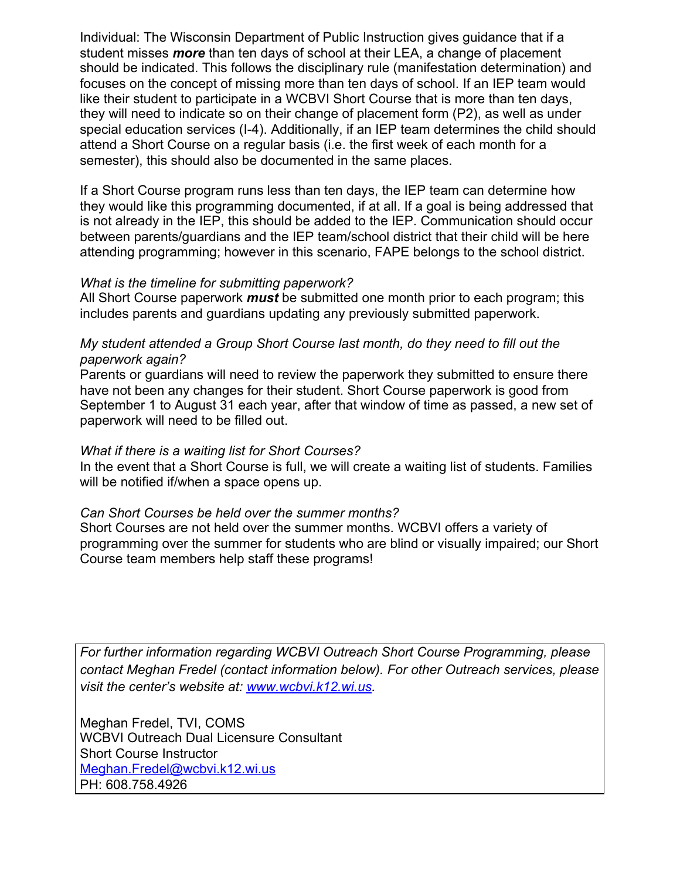Individual: The Wisconsin Department of Public Instruction gives guidance that if a student misses ***more*** than ten days of school at their LEA, a change of placement should be indicated. This follows the disciplinary rule (manifestation determination) and focuses on the concept of missing more than ten days of school. If an IEP team would like their student to participate in a WCBVI Short Course that is more than ten days, they will need to indicate so on their change of placement form (P2), as well as under special education services (I-4). Additionally, if an IEP team determines the child should attend a Short Course on a regular basis (i.e. the first week of each month for a semester), this should also be documented in the same places.

If a Short Course program runs less than ten days, the IEP team can determine how they would like this programming documented, if at all. If a goal is being addressed that is not already in the IEP, this should be added to the IEP. Communication should occur between parents/guardians and the IEP team/school district that their child will be here attending programming; however in this scenario, FAPE belongs to the school district.

*What is the timeline for submitting paperwork?*
All Short Course paperwork ***must*** be submitted one month prior to each program; this includes parents and guardians updating any previously submitted paperwork.

*My student attended a Group Short Course last month, do they need to fill out the paperwork again?*
Parents or guardians will need to review the paperwork they submitted to ensure there have not been any changes for their student. Short Course paperwork is good from September 1 to August 31 each year, after that window of time as passed, a new set of paperwork will need to be filled out.

*What if there is a waiting list for Short Courses?*
In the event that a Short Course is full, we will create a waiting list of students. Families will be notified if/when a space opens up.

*Can Short Courses be held over the summer months?*
Short Courses are not held over the summer months. WCBVI offers a variety of programming over the summer for students who are blind or visually impaired; our Short Course team members help staff these programs!

*For further information regarding WCBVI Outreach Short Course Programming, please contact Meghan Fredel (contact information below). For other Outreach services, please visit the center's website at: [www.wcbvi.k12.wi.us](www.wcbvi.k12.wi.us).*

Meghan Fredel, TVI, COMS
WCBVI Outreach Dual Licensure Consultant
Short Course Instructor
[Meghan.Fredel@wcbvi.k12.wi.us](mailto:Meghan.Fredel@wcbvi.k12.wi.us)
PH: 608.758.4926